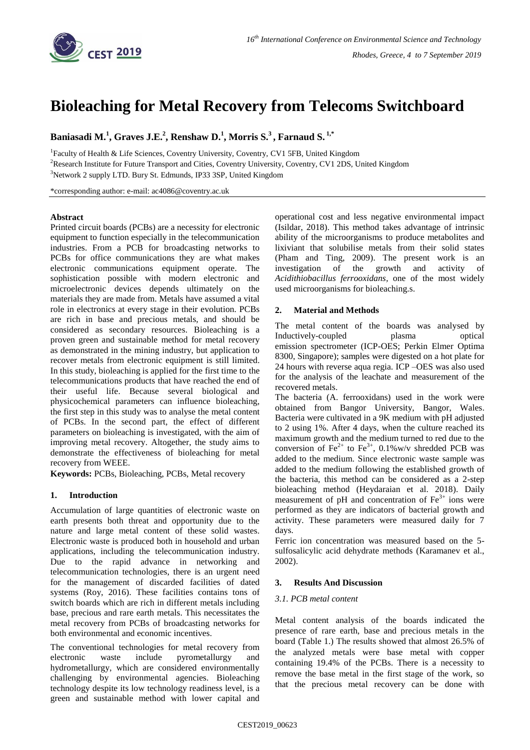# Bioleaching for Metal Recovery from Telecoms Switchboard

**Baniasadi M.[1], Graves J.E.[2], Renshaw D.[1], Morris S.[3], Farnaud S.[1,*]**

[1]Faculty of Health & Life Sciences, Coventry University, Coventry, CV1 5FB, United Kingdom

[2]Research Institute for Future Transport and Cities, Coventry University, Coventry, CV1 2DS, United Kingdom

[3]Network 2 supply LTD. Bury St. Edmunds, IP33 3SP, United Kingdom

*corresponding author: e-mail: ac4086@coventry.ac.uk

### Abstract

Printed circuit boards (PCBs) are a necessity for electronic equipment to function especially in the telecommunication industries. From a PCB for broadcasting networks to PCBs for office communications equipment they are what makes electronic communications equipment operate. The sophistication possible with modern electronic and microelectronic devices depends ultimately on the materials they are made from. Metals have assumed a vital role in electronics at every stage in their evolution. PCBs are rich in base and precious metals, and should be considered as secondary resources. Bioleaching is a proven green and sustainable method for metal recovery as demonstrated in the mining industry, but application to recover metals from electronic equipment is still limited. In this study, bioleaching is applied for the first time to the telecommunications products that have reached the end of their useful life. Because several biological and physicochemical parameters can influence bioleaching, the first step in this study was to analyse the metal content of PCBs. In the second part, the effect of different parameters on bioleaching is investigated, with the aim of improving metal recovery. Altogether, the study aims to demonstrate the effectiveness of bioleaching for metal recovery from WEEE.

**Keywords:** PCBs, Bioleaching, PCBs, Metal recovery

## 1. Introduction

Accumulation of large quantities of electronic waste on earth presents both threat and opportunity due to the nature and large metal content of these solid wastes. Electronic waste is produced both in household and urban applications, including the telecommunication industry. Due to the rapid advance in networking and telecommunication technologies, there is an urgent need for the management of discarded facilities of dated systems (Roy, 2016). These facilities contains tons of switch boards which are rich in different metals including base, precious and rare earth metals. This necessitates the metal recovery from PCBs of broadcasting networks for both environmental and economic incentives.

The conventional technologies for metal recovery from electronic waste include pyrometallurgy and hydrometallurgy, which are considered environmentally challenging by environmental agencies. Bioleaching technology despite its low technology readiness level, is a green and sustainable method with lower capital and operational cost and less negative environmental impact (Isildar, 2018). This method takes advantage of intrinsic ability of the microorganisms to produce metabolites and lixiviant that solubilise metals from their solid states (Pham and Ting, 2009). The present work is an investigation of the growth and activity of *Acidithiobacillus ferrooxidans*, one of the most widely used microorganisms for bioleaching.s.

## 2. Material and Methods

The metal content of the boards was analysed by Inductively-coupled plasma optical emission spectrometer (ICP-OES; Perkin Elmer Optima 8300, Singapore); samples were digested on a hot plate for 24 hours with reverse aqua regia. ICP –OES was also used for the analysis of the leachate and measurement of the recovered metals.

The bacteria (A. ferrooxidans) used in the work were obtained from Bangor University, Bangor, Wales. Bacteria were cultivated in a 9K medium with pH adjusted to 2 using 1%. After 4 days, when the culture reached its maximum growth and the medium turned to red due to the conversion of $Fe^{2+}$ to $Fe^{3+}$, 0.1%w/v shredded PCB was added to the medium. Since electronic waste sample was added to the medium following the established growth of the bacteria, this method can be considered as a 2-step bioleaching method (Heydaraian et al. 2018). Daily measurement of pH and concentration of $Fe^{3+}$ ions were performed as they are indicators of bacterial growth and activity. These parameters were measured daily for 7 days.

Ferric ion concentration was measured based on the 5-sulfosalicylic acid dehydrate methods (Karamanev et al., 2002).

## 3. Results And Discussion

### 3.1. PCB metal content

Metal content analysis of the boards indicated the presence of rare earth, base and precious metals in the board (Table 1.) The results showed that almost 26.5% of the analyzed metals were base metal with copper containing 19.4% of the PCBs. There is a necessity to remove the base metal in the first stage of the work, so that the precious metal recovery can be done with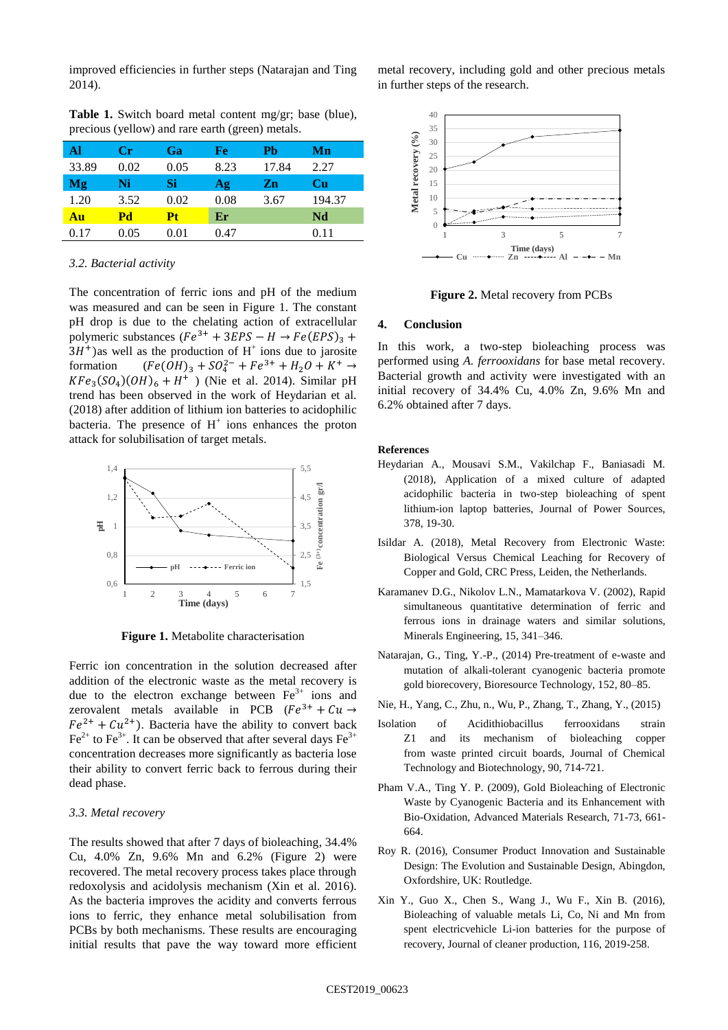improved efficiencies in further steps (Natarajan and Ting 2014).

**Table 1.** Switch board metal content mg/gr; base (blue), precious (yellow) and rare earth (green) metals.

| Al | Cr | Ga | Fe | Pb | Mn |
|---|---|---|---|---|---|
| 33.89 | 0.02 | 0.05 | 8.23 | 17.84 | 2.27 |
| **Mg** | **Ni** | **Si** | **Ag** | **Zn** | **Cu** |
| 1.20 | 3.52 | 0.02 | 0.08 | 3.67 | 194.37 |
| **Au** | **Pd** | **Pt** | **Er** | | **Nd** |
| 0.17 | 0.05 | 0.01 | 0.47 | | 0.11 |

### 3.2. Bacterial activity

The concentration of ferric ions and pH of the medium was measured and can be seen in Figure 1. The constant pH drop is due to the chelating action of extracellular polymeric substances ($Fe^{3+} + 3EPS - H \rightarrow Fe(EPS)_3 + 3H^+$)as well as the production of $H^+$ ions due to jarosite formation ($Fe(OH)_3 + SO_4^{2-} + Fe^{3+} + H_2O + K^+ \rightarrow KFe_3(SO_4)(OH)_6 + H^+$ ) (Nie et al. 2014). Similar pH trend has been observed in the work of Heydarian et al. (2018) after addition of lithium ion batteries to acidophilic bacteria. The presence of $H^+$ ions enhances the proton attack for solubilisation of target metals.

1,4
1,2
1
0,8
0,6
pH
5,5
4,5
3,5
2,5
1,5
Fe (3+) concentration gr/l
1 2 3 4 5 6 7
Time (days)
pH
Ferric ion

**Figure 1.** Metabolite characterisation

Ferric ion concentration in the solution decreased after addition of the electronic waste as the metal recovery is due to the electron exchange between $Fe^{3+}$ ions and zerovalent metals available in PCB ($Fe^{3+} + Cu \rightarrow Fe^{2+} + Cu^{2+}$). Bacteria have the ability to convert back $Fe^{2+}$ to $Fe^{3+}$. It can be observed that after several days $Fe^{3+}$ concentration decreases more significantly as bacteria lose their ability to convert ferric back to ferrous during their dead phase.

### 3.3. Metal recovery

The results showed that after 7 days of bioleaching, 34.4% Cu, 4.0% Zn, 9.6% Mn and 6.2% (Figure 2) were recovered. The metal recovery process takes place through redoxolysis and acidolysis mechanism (Xin et al. 2016). As the bacteria improves the acidity and converts ferrous ions to ferric, they enhance metal solubilisation from PCBs by both mechanisms. These results are encouraging initial results that pave the way toward more efficient metal recovery, including gold and other precious metals in further steps of the research.

40
35
30
25
20
15
10
5
0
Metal recovery (%)
1 3 5 7
Time (days)
Cu
Zn
Al
Mn

**Figure 2.** Metal recovery from PCBs

## 4. Conclusion

In this work, a two-step bioleaching process was performed using *A. ferrooxidans* for base metal recovery. Bacterial growth and activity were investigated with an initial recovery of 34.4% Cu, 4.0% Zn, 9.6% Mn and 6.2% obtained after 7 days.

## References

Heydarian A., Mousavi S.M., Vakilchap F., Baniasadi M. (2018), Application of a mixed culture of adapted acidophilic bacteria in two-step bioleaching of spent lithium-ion laptop batteries, Journal of Power Sources, 378, 19-30.

Isildar A. (2018), Metal Recovery from Electronic Waste: Biological Versus Chemical Leaching for Recovery of Copper and Gold, CRC Press, Leiden, the Netherlands.

Karamanev D.G., Nikolov L.N., Mamatarkova V. (2002), Rapid simultaneous quantitative determination of ferric and ferrous ions in drainage waters and similar solutions, Minerals Engineering, 15, 341–346.

Natarajan, G., Ting, Y.-P., (2014) Pre-treatment of e-waste and mutation of alkali-tolerant cyanogenic bacteria promote gold biorecovery, Bioresource Technology, 152, 80–85.

Nie, H., Yang, C., Zhu, n., Wu, P., Zhang, T., Zhang, Y., (2015)

Isolation of Acidithiobacillus ferrooxidans strain Z1 and its mechanism of bioleaching copper from waste printed circuit boards, Journal of Chemical Technology and Biotechnology, 90, 714-721.

Pham V.A., Ting Y. P. (2009), Gold Bioleaching of Electronic Waste by Cyanogenic Bacteria and its Enhancement with Bio-Oxidation, Advanced Materials Research, 71-73, 661-664.

Roy R. (2016), Consumer Product Innovation and Sustainable Design: The Evolution and Sustainable Design, Abingdon, Oxfordshire, UK: Routledge.

Xin Y., Guo X., Chen S., Wang J., Wu F., Xin B. (2016), Bioleaching of valuable metals Li, Co, Ni and Mn from spent electricvehicle Li-ion batteries for the purpose of recovery, Journal of cleaner production, 116, 2019-258.